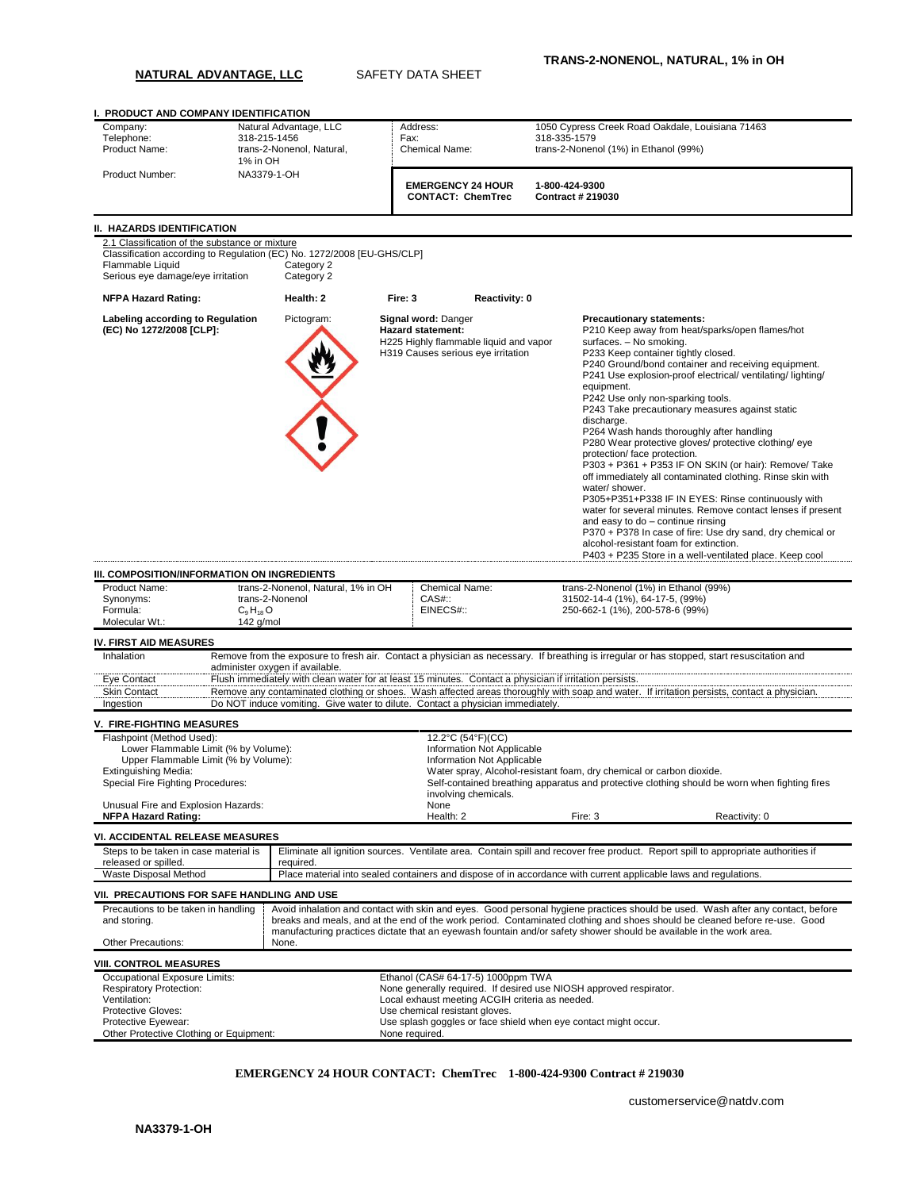**NATURAL ADVANTAGE, LLC** SAFETY DATA SHEET

**TRANS-2-NONENOL, NATURAL, 1% in OH**

## I. PRODUCT AND COMPANY IDENTIFICATION

| | | | |
|---|---|---|---|
| Company: | Natural Advantage, LLC | Address: | 1050 Cypress Creek Road Oakdale, Louisiana 71463 |
| Telephone: | 318-215-1456 | Fax: | 318-335-1579 |
| Product Name: | trans-2-Nonenol, Natural, 1% in OH | Chemical Name: | trans-2-Nonenol (1%) in Ethanol (99%) |
| Product Number: | NA3379-1-OH | **EMERGENCY 24 HOUR CONTACT: ChemTrec** | **1-800-424-9300 Contract # 219030** |

## II. HAZARDS IDENTIFICATION

2.1 Classification of the substance or mixture

Classification according to Regulation (EC) No. 1272/2008 [EU-GHS/CLP]

| | |
|---|---|
| Flammable Liquid | Category 2 |
| Serious eye damage/eye irritation | Category 2 |

**NFPA Hazard Rating:** **Health: 2** **Fire: 3** **Reactivity: 0**

**Labeling according to Regulation (EC) No 1272/2008 [CLP]:**

Pictogram:

**Signal word:** Danger

**Hazard statement:**

H225 Highly flammable liquid and vapor

H319 Causes serious eye irritation

**Precautionary statements:**

P210 Keep away from heat/sparks/open flames/hot surfaces. – No smoking.

P233 Keep container tightly closed.

P240 Ground/bond container and receiving equipment.

P241 Use explosion-proof electrical/ ventilating/ lighting/ equipment.

P242 Use only non-sparking tools.

P243 Take precautionary measures against static discharge.

P264 Wash hands thoroughly after handling

P280 Wear protective gloves/ protective clothing/ eye protection/ face protection.

P303 + P361 + P353 IF ON SKIN (or hair): Remove/ Take off immediately all contaminated clothing. Rinse skin with water/ shower.

P305+P351+P338 IF IN EYES: Rinse continuously with water for several minutes. Remove contact lenses if present and easy to do – continue rinsing

P370 + P378 In case of fire: Use dry sand, dry chemical or alcohol-resistant foam for extinction.

P403 + P235 Store in a well-ventilated place. Keep cool

## III. COMPOSITION/INFORMATION ON INGREDIENTS

| | | | |
|---|---|---|---|
| Product Name: | trans-2-Nonenol, Natural, 1% in OH | Chemical Name: | trans-2-Nonenol (1%) in Ethanol (99%) |
| Synonyms: | trans-2-Nonenol | CAS#:: | 31502-14-4 (1%), 64-17-5, (99%) |
| Formula: | $C_9H_{18}O$ | EINECS#:: | 250-662-1 (1%), 200-578-6 (99%) |
| Molecular Wt.: | 142 g/mol | | |

## IV. FIRST AID MEASURES

| | |
|---|---|
| Inhalation | Remove from the exposure to fresh air. Contact a physician as necessary. If breathing is irregular or has stopped, start resuscitation and administer oxygen if available. |
| Eye Contact | Flush immediately with clean water for at least 15 minutes. Contact a physician if irritation persists. |
| Skin Contact | Remove any contaminated clothing or shoes. Wash affected areas thoroughly with soap and water. If irritation persists, contact a physician. |
| Ingestion | Do NOT induce vomiting. Give water to dilute. Contact a physician immediately. |

## V. FIRE-FIGHTING MEASURES

| | | | |
|---|---|---|---|
| Flashpoint (Method Used): | 12.2°C (54°F)(CC) | | |
| Lower Flammable Limit (% by Volume): | Information Not Applicable | | |
| Upper Flammable Limit (% by Volume): | Information Not Applicable | | |
| Extinguishing Media: | Water spray, Alcohol-resistant foam, dry chemical or carbon dioxide. | | |
| Special Fire Fighting Procedures: | Self-contained breathing apparatus and protective clothing should be worn when fighting fires involving chemicals. | | |
| Unusual Fire and Explosion Hazards: | None | | |
| **NFPA Hazard Rating:** | Health: 2 | Fire: 3 | Reactivity: 0 |

## VI. ACCIDENTAL RELEASE MEASURES

| | |
|---|---|
| Steps to be taken in case material is released or spilled. | Eliminate all ignition sources. Ventilate area. Contain spill and recover free product. Report spill to appropriate authorities if required. |
| Waste Disposal Method | Place material into sealed containers and dispose of in accordance with current applicable laws and regulations. |

## VII. PRECAUTIONS FOR SAFE HANDLING AND USE

| | |
|---|---|
| Precautions to be taken in handling and storing. | Avoid inhalation and contact with skin and eyes. Good personal hygiene practices should be used. Wash after any contact, before breaks and meals, and at the end of the work period. Contaminated clothing and shoes should be cleaned before re-use. Good manufacturing practices dictate that an eyewash fountain and/or safety shower should be available in the work area. |
| Other Precautions: | None. |

## VIII. CONTROL MEASURES

| | |
|---|---|
| Occupational Exposure Limits: | Ethanol (CAS# 64-17-5) 1000ppm TWA |
| Respiratory Protection: | None generally required. If desired use NIOSH approved respirator. |
| Ventilation: | Local exhaust meeting ACGIH criteria as needed. |
| Protective Gloves: | Use chemical resistant gloves. |
| Protective Eyewear: | Use splash goggles or face shield when eye contact might occur. |
| Other Protective Clothing or Equipment: | None required. |

**EMERGENCY 24 HOUR CONTACT: ChemTrec 1-800-424-9300 Contract # 219030**

customerservice@natdv.com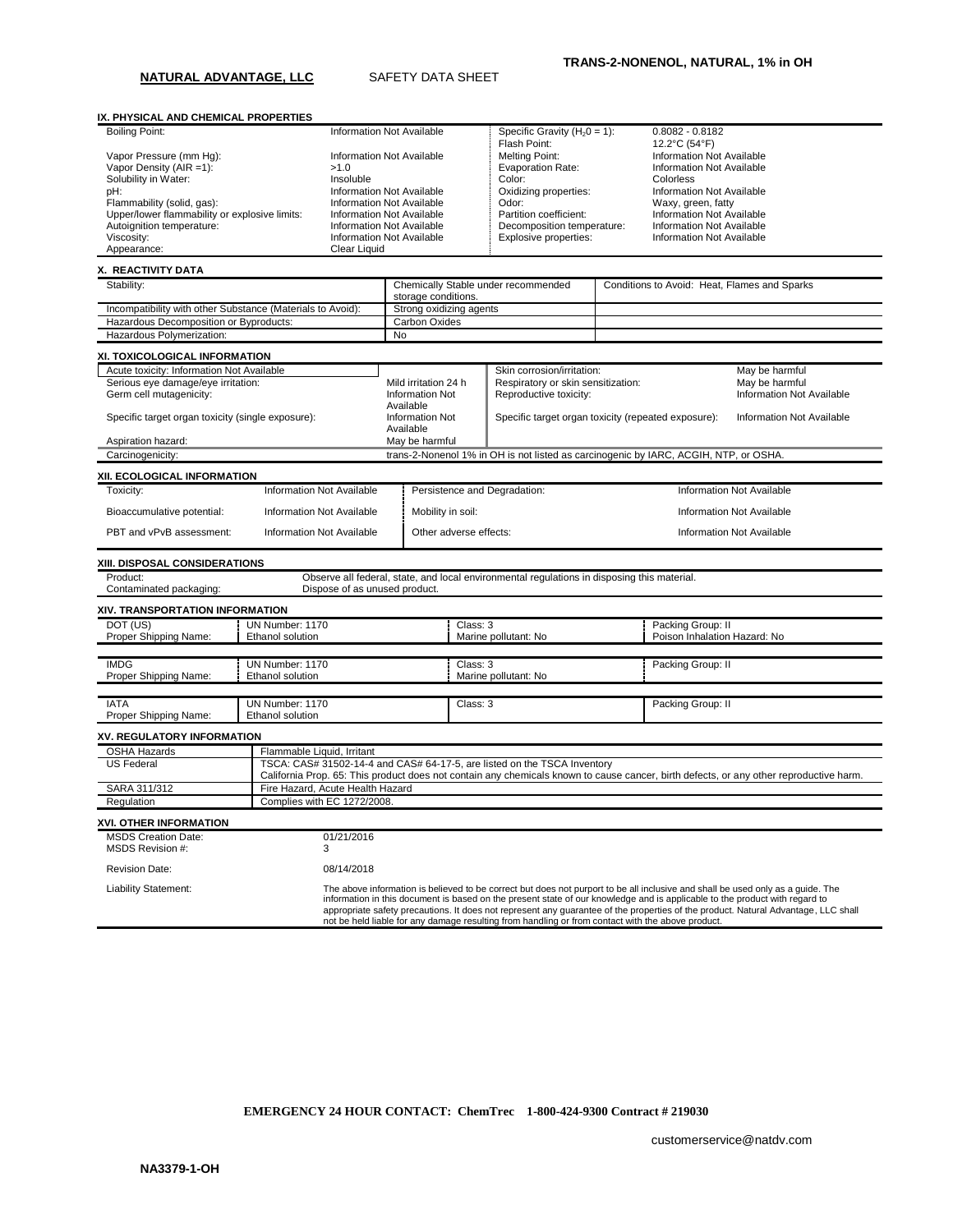**NATURAL ADVANTAGE, LLC** SAFETY DATA SHEET

**TRANS-2-NONENOL, NATURAL, 1% in OH**

## IX. PHYSICAL AND CHEMICAL PROPERTIES

| | | | |
|---|---|---|---|
| Boiling Point: | Information Not Available | Specific Gravity ($H_2O$ = 1): | 0.8082 - 0.8182 |
| | | Flash Point: | 12.2°C (54°F) |
| Vapor Pressure (mm Hg): | Information Not Available | Melting Point: | Information Not Available |
| Vapor Density (AIR =1): | >1.0 | Evaporation Rate: | Information Not Available |
| Solubility in Water: | Insoluble | Color: | Colorless |
| pH: | Information Not Available | Oxidizing properties: | Information Not Available |
| Flammability (solid, gas): | Information Not Available | Odor: | Waxy, green, fatty |
| Upper/lower flammability or explosive limits: | Information Not Available | Partition coefficient: | Information Not Available |
| Autoignition temperature: | Information Not Available | Decomposition temperature: | Information Not Available |
| Viscosity: | Information Not Available | Explosive properties: | Information Not Available |
| Appearance: | Clear Liquid | | |

## X. REACTIVITY DATA

| | | |
|---|---|---|
| Stability: | Chemically Stable under recommended storage conditions. | Conditions to Avoid: Heat, Flames and Sparks |
| Incompatibility with other Substance (Materials to Avoid): | Strong oxidizing agents | |
| Hazardous Decomposition or Byproducts: | Carbon Oxides | |
| Hazardous Polymerization: | No | |

## XI. TOXICOLOGICAL INFORMATION

| | | | |
|---|---|---|---|
| Acute toxicity: Information Not Available | | Skin corrosion/irritation: | May be harmful |
| Serious eye damage/eye irritation: | Mild irritation 24 h | Respiratory or skin sensitization: | May be harmful |
| Germ cell mutagenicity: | Information Not Available | Reproductive toxicity: | Information Not Available |
| Specific target organ toxicity (single exposure): | Information Not Available | Specific target organ toxicity (repeated exposure): | Information Not Available |
| Aspiration hazard: | May be harmful | | |
| Carcinogenicity: | trans-2-Nonenol 1% in OH is not listed as carcinogenic by IARC, ACGIH, NTP, or OSHA. | | |

## XII. ECOLOGICAL INFORMATION

| | | | |
|---|---|---|---|
| Toxicity: | Information Not Available | Persistence and Degradation: | Information Not Available |
| Bioaccumulative potential: | Information Not Available | Mobility in soil: | Information Not Available |
| PBT and vPvB assessment: | Information Not Available | Other adverse effects: | Information Not Available |

## XIII. DISPOSAL CONSIDERATIONS

| | |
|---|---|
| Product: | Observe all federal, state, and local environmental regulations in disposing this material. |
| Contaminated packaging: | Dispose of as unused product. |

## XIV. TRANSPORTATION INFORMATION

| | | | |
|---|---|---|---|
| DOT (US) | UN Number: 1170 | Class: 3 | Packing Group: II |
| Proper Shipping Name: | Ethanol solution | Marine pollutant: No | Poison Inhalation Hazard: No |
| IMDG | UN Number: 1170 | Class: 3 | Packing Group: II |
| Proper Shipping Name: | Ethanol solution | Marine pollutant: No | |
| IATA | UN Number: 1170 | Class: 3 | Packing Group: II |
| Proper Shipping Name: | Ethanol solution | | |

## XV. REGULATORY INFORMATION

| | |
|---|---|
| OSHA Hazards | Flammable Liquid, Irritant |
| US Federal | TSCA: CAS# 31502-14-4 and CAS# 64-17-5, are listed on the TSCA Inventory<br>California Prop. 65: This product does not contain any chemicals known to cause cancer, birth defects, or any other reproductive harm. |
| SARA 311/312 | Fire Hazard, Acute Health Hazard |
| Regulation | Complies with EC 1272/2008. |

## XVI. OTHER INFORMATION

| | |
|---|---|
| MSDS Creation Date: | 01/21/2016 |
| MSDS Revision #: | 3 |
| Revision Date: | 08/14/2018 |
| Liability Statement: | The above information is believed to be correct but does not purport to be all inclusive and shall be used only as a guide. The information in this document is based on the present state of our knowledge and is applicable to the product with regard to appropriate safety precautions. It does not represent any guarantee of the properties of the product. Natural Advantage, LLC shall not be held liable for any damage resulting from handling or from contact with the above product. |

**EMERGENCY 24 HOUR CONTACT: ChemTrec 1-800-424-9300 Contract # 219030**

customerservice@natdv.com

**NA3379-1-OH**